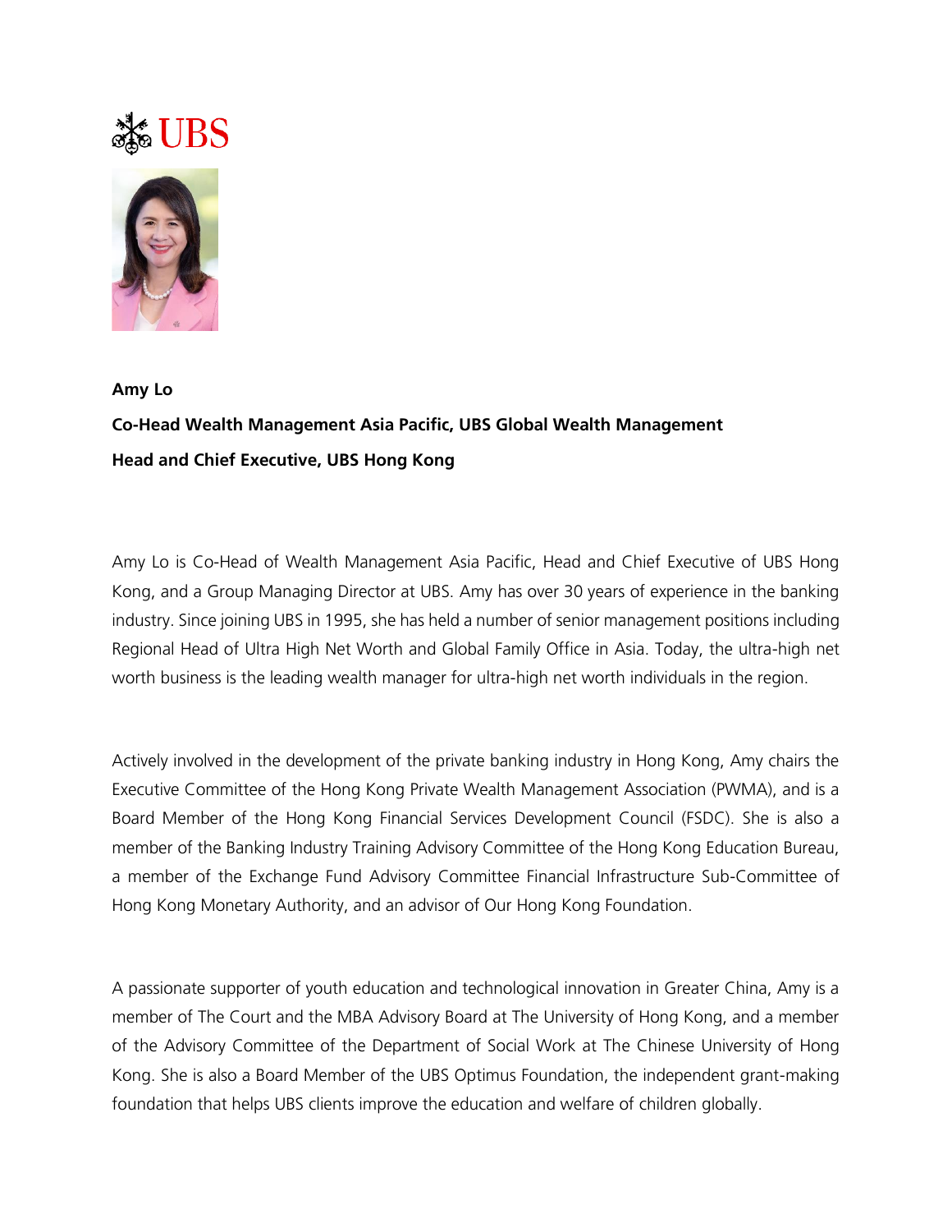UBS

**Amy Lo**

**Co-Head Wealth Management Asia Pacific, UBS Global Wealth Management**

**Head and Chief Executive, UBS Hong Kong**

Amy Lo is Co-Head of Wealth Management Asia Pacific, Head and Chief Executive of UBS Hong Kong, and a Group Managing Director at UBS. Amy has over 30 years of experience in the banking industry. Since joining UBS in 1995, she has held a number of senior management positions including Regional Head of Ultra High Net Worth and Global Family Office in Asia. Today, the ultra-high net worth business is the leading wealth manager for ultra-high net worth individuals in the region.

Actively involved in the development of the private banking industry in Hong Kong, Amy chairs the Executive Committee of the Hong Kong Private Wealth Management Association (PWMA), and is a Board Member of the Hong Kong Financial Services Development Council (FSDC). She is also a member of the Banking Industry Training Advisory Committee of the Hong Kong Education Bureau, a member of the Exchange Fund Advisory Committee Financial Infrastructure Sub-Committee of Hong Kong Monetary Authority, and an advisor of Our Hong Kong Foundation.

A passionate supporter of youth education and technological innovation in Greater China, Amy is a member of The Court and the MBA Advisory Board at The University of Hong Kong, and a member of the Advisory Committee of the Department of Social Work at The Chinese University of Hong Kong. She is also a Board Member of the UBS Optimus Foundation, the independent grant-making foundation that helps UBS clients improve the education and welfare of children globally.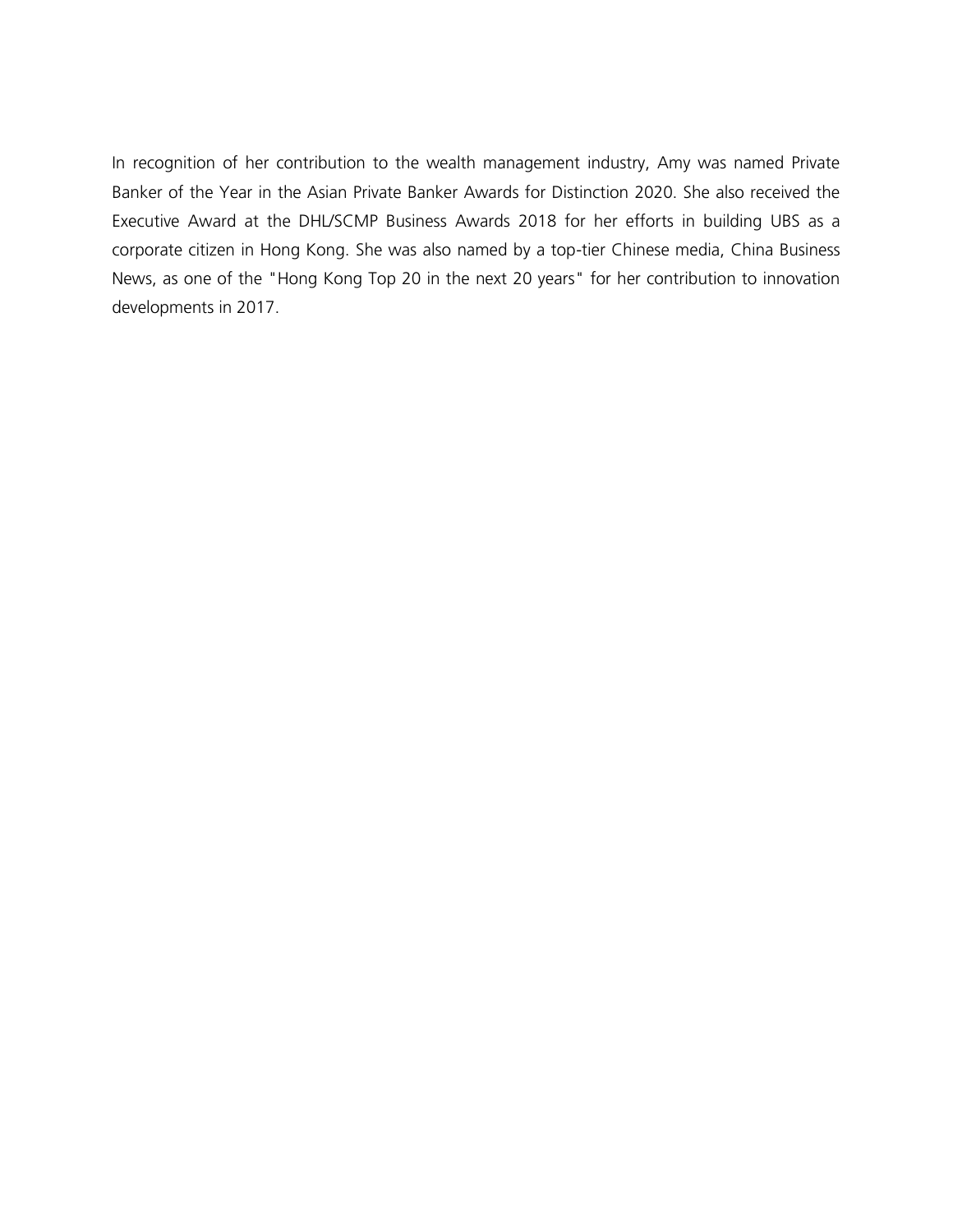In recognition of her contribution to the wealth management industry, Amy was named Private Banker of the Year in the Asian Private Banker Awards for Distinction 2020. She also received the Executive Award at the DHL/SCMP Business Awards 2018 for her efforts in building UBS as a corporate citizen in Hong Kong. She was also named by a top-tier Chinese media, China Business News, as one of the "Hong Kong Top 20 in the next 20 years" for her contribution to innovation developments in 2017.